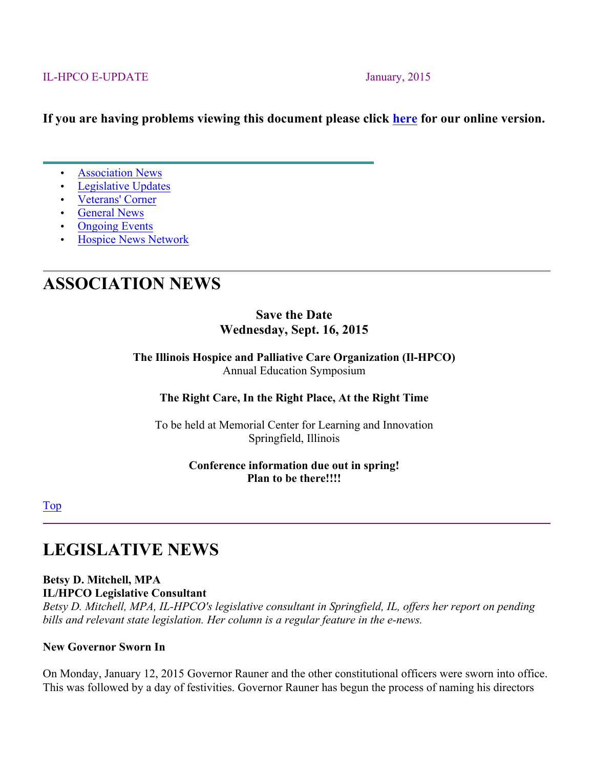IL-HPCO E-UPDATE January, 2015

**If you are having problems viewing this document please click here for our online version.**

- Association News
- Legislative Updates
- Veterans' Corner
- General News
- Ongoing Events
- Hospice News Network

# ASSOCIATION NEWS

**Save the Date**
**Wednesday, Sept. 16, 2015**

**The Illinois Hospice and Palliative Care Organization (Il-HPCO)**
Annual Education Symposium

**The Right Care, In the Right Place, At the Right Time**

To be held at Memorial Center for Learning and Innovation
Springfield, Illinois

**Conference information due out in spring!**
**Plan to be there!!!!**

Top

# LEGISLATIVE NEWS

**Betsy D. Mitchell, MPA**
**IL/HPCO Legislative Consultant**
*Betsy D. Mitchell, MPA, IL-HPCO's legislative consultant in Springfield, IL, offers her report on pending bills and relevant state legislation. Her column is a regular feature in the e-news.*

**New Governor Sworn In**

On Monday, January 12, 2015 Governor Rauner and the other constitutional officers were sworn into office. This was followed by a day of festivities. Governor Rauner has begun the process of naming his directors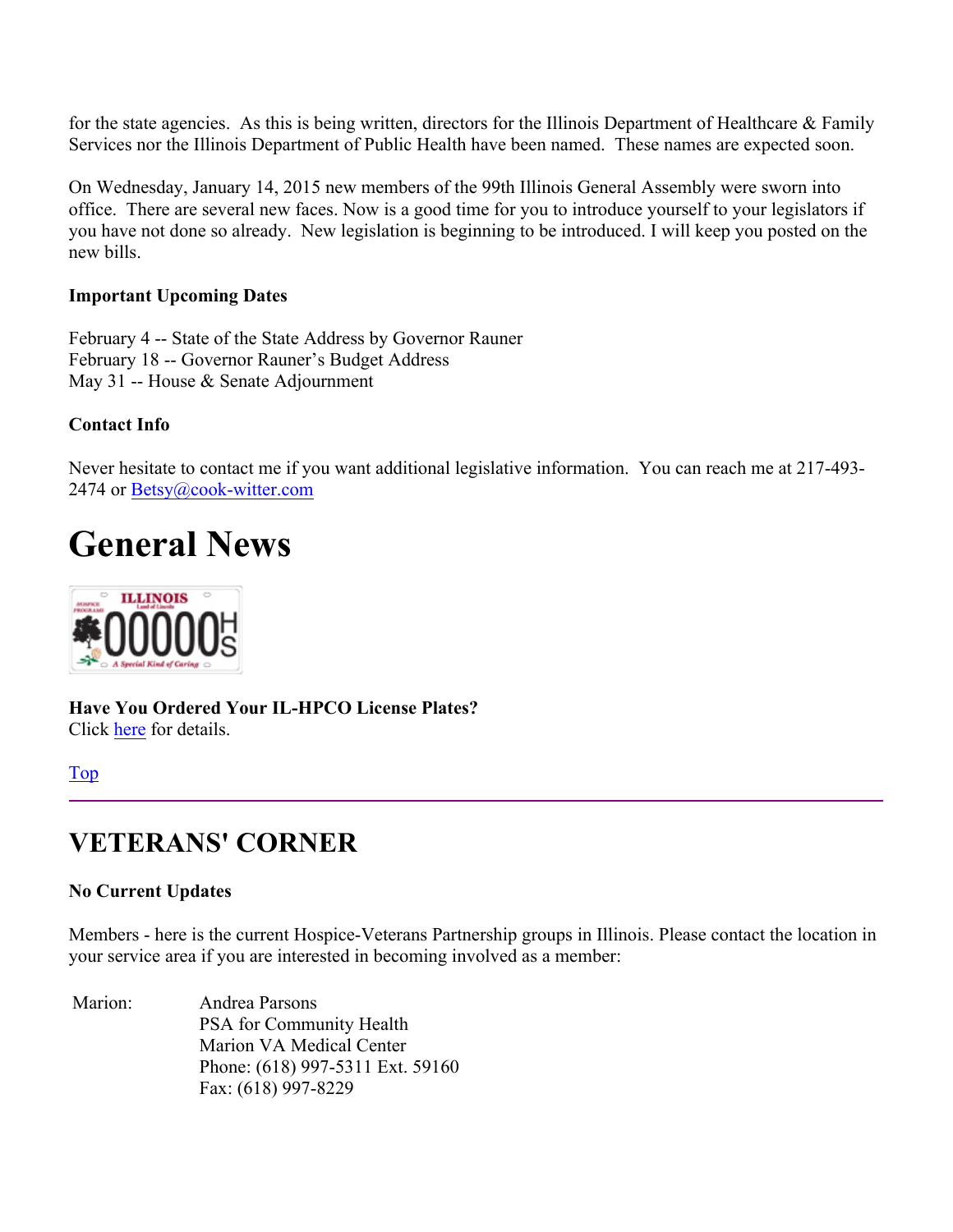for the state agencies. As this is being written, directors for the Illinois Department of Healthcare & Family Services nor the Illinois Department of Public Health have been named. These names are expected soon.

On Wednesday, January 14, 2015 new members of the 99th Illinois General Assembly were sworn into office. There are several new faces. Now is a good time for you to introduce yourself to your legislators if you have not done so already. New legislation is beginning to be introduced. I will keep you posted on the new bills.

**Important Upcoming Dates**

February 4 -- State of the State Address by Governor Rauner
February 18 -- Governor Rauner's Budget Address
May 31 -- House & Senate Adjournment

**Contact Info**

Never hesitate to contact me if you want additional legislative information. You can reach me at 217-493-2474 or Betsy@cook-witter.com

# General News

**Have You Ordered Your IL-HPCO License Plates?**
Click here for details.

Top

## VETERANS' CORNER

**No Current Updates**

Members - here is the current Hospice-Veterans Partnership groups in Illinois. Please contact the location in your service area if you are interested in becoming involved as a member:

| | |
|---|---|
| Marion: | Andrea Parsons<br>PSA for Community Health<br>Marion VA Medical Center<br>Phone: (618) 997-5311 Ext. 59160<br>Fax: (618) 997-8229 |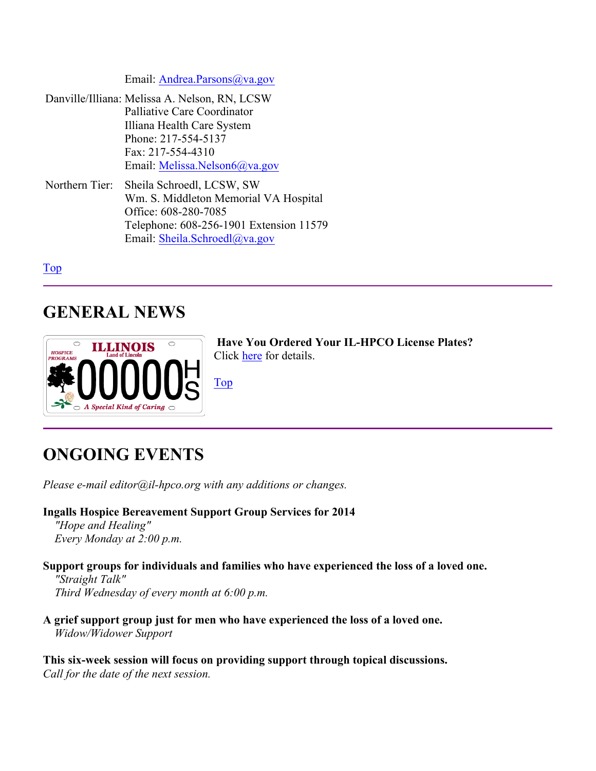Email: Andrea.Parsons@va.gov

Danville/Illiana: Melissa A. Nelson, RN, LCSW
Palliative Care Coordinator
Illiana Health Care System
Phone: 217-554-5137
Fax: 217-554-4310
Email: Melissa.Nelson6@va.gov

Northern Tier: Sheila Schroedl, LCSW, SW
Wm. S. Middleton Memorial VA Hospital
Office: 608-280-7085
Telephone: 608-256-1901 Extension 11579
Email: Sheila.Schroedl@va.gov

Top

## GENERAL NEWS

**Have You Ordered Your IL-HPCO License Plates?**
Click here for details.

Top

## ONGOING EVENTS

*Please e-mail editor@il-hpco.org with any additions or changes.*

**Ingalls Hospice Bereavement Support Group Services for 2014**
*"Hope and Healing"*
*Every Monday at 2:00 p.m.*

**Support groups for individuals and families who have experienced the loss of a loved one.**
*"Straight Talk"*
*Third Wednesday of every month at 6:00 p.m.*

**A grief support group just for men who have experienced the loss of a loved one.**
*Widow/Widower Support*

**This six-week session will focus on providing support through topical discussions.**
*Call for the date of the next session.*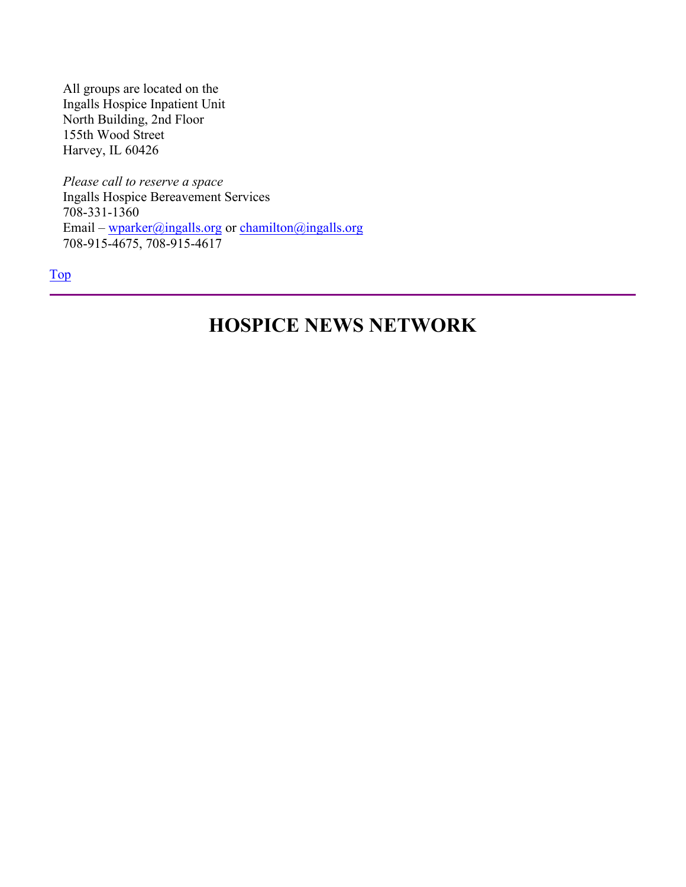All groups are located on the
Ingalls Hospice Inpatient Unit
North Building, 2nd Floor
155th Wood Street
Harvey, IL 60426

*Please call to reserve a space*
Ingalls Hospice Bereavement Services
708-331-1360
Email – wparker@ingalls.org or chamilton@ingalls.org
708-915-4675, 708-915-4617

Top

---

# HOSPICE NEWS NETWORK